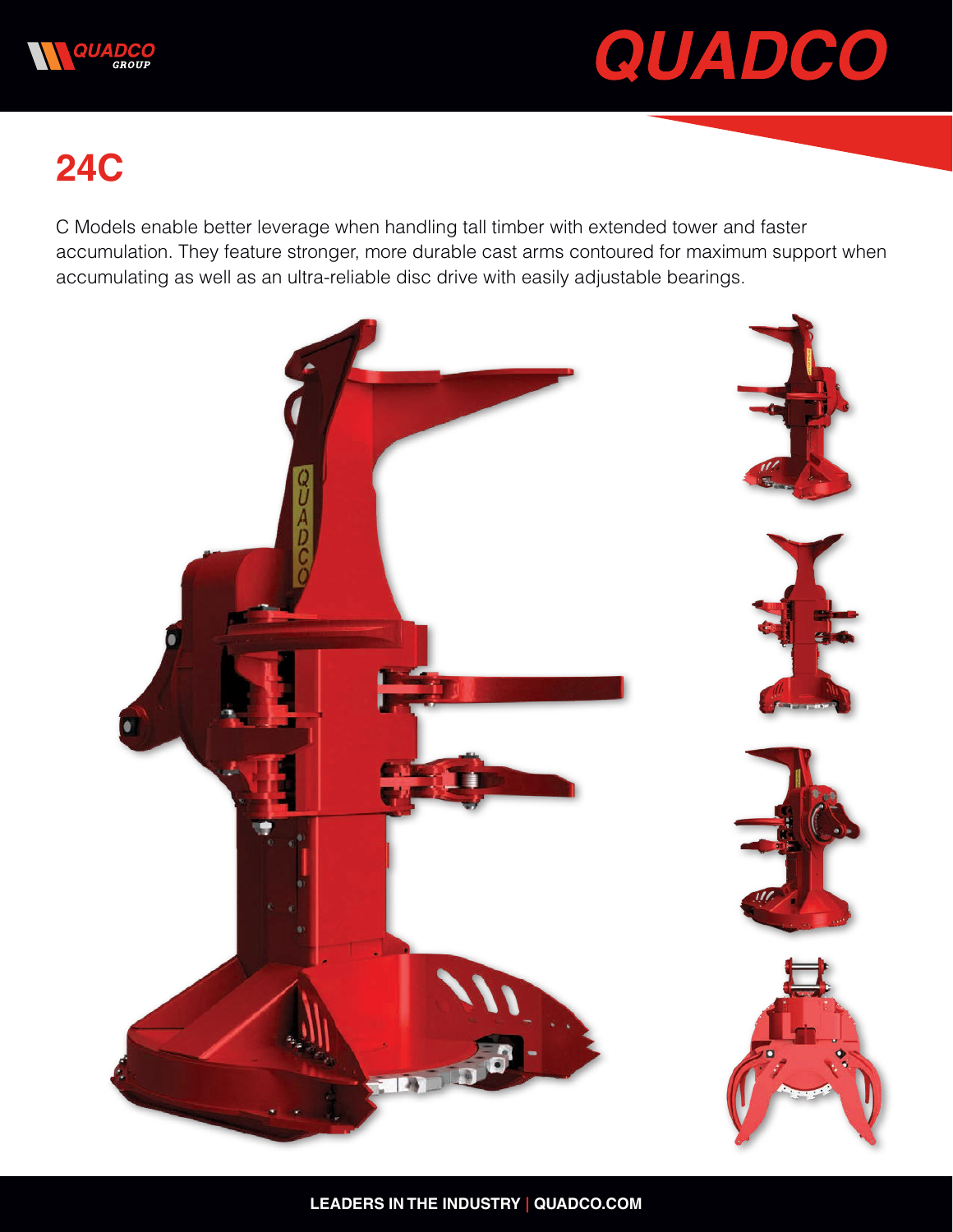# 24C

C Models enable better leverage when handling tall timber with extended tower and faster accumulation. They feature stronger, more durable cast arms contoured for maximum support when accumulating as well as an ultra-reliable disc drive with easily adjustable bearings.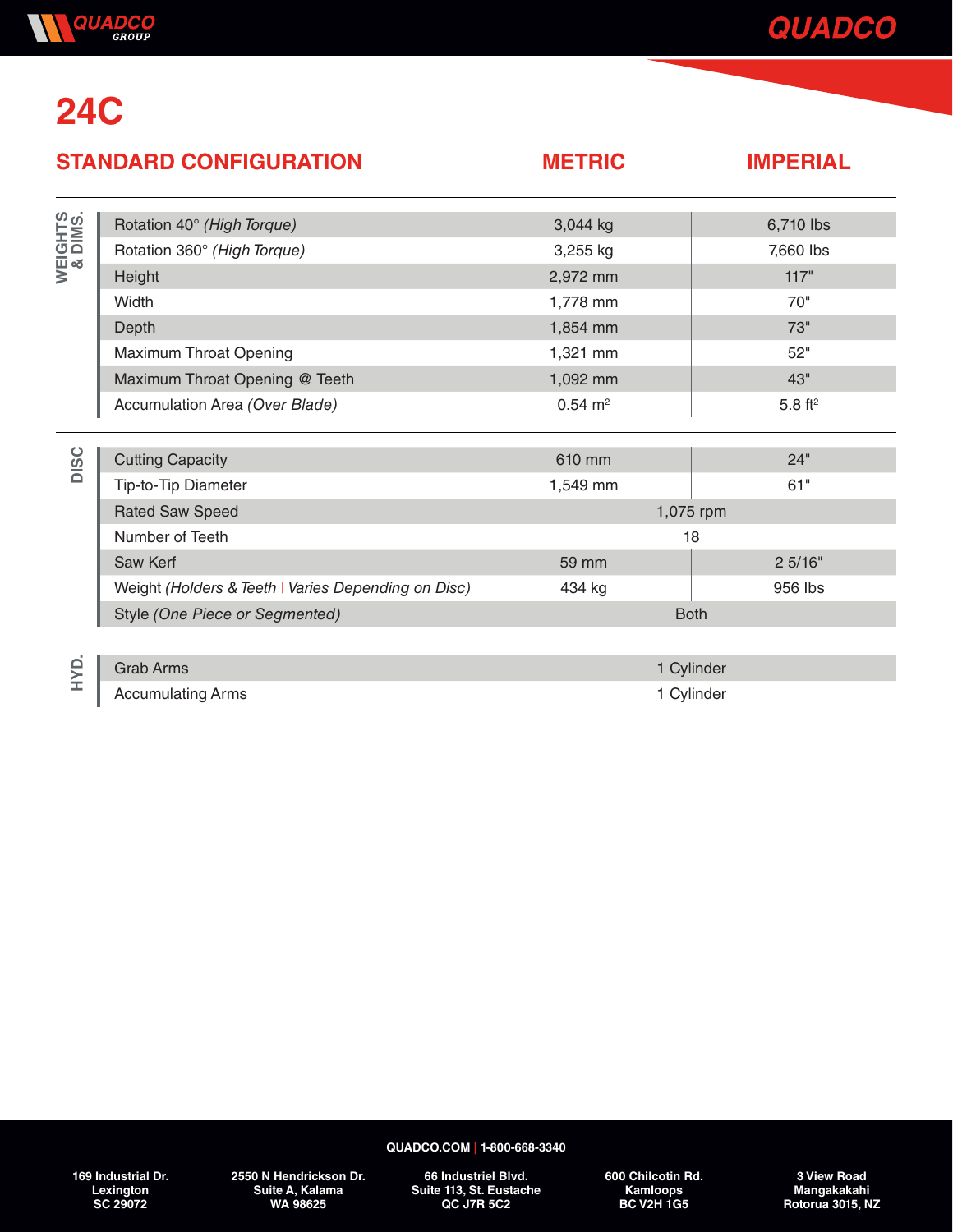# 24C

| STANDARD CONFIGURATION | | METRIC | IMPERIAL |
|---|---|---|---|
| WEIGHTS & DIMS. | Rotation 40° *(High Torque)* | 3,044 kg | 6,710 lbs |
| | Rotation 360° *(High Torque)* | 3,255 kg | 7,660 lbs |
| | Height | 2,972 mm | 117" |
| | Width | 1,778 mm | 70" |
| | Depth | 1,854 mm | 73" |
| | Maximum Throat Opening | 1,321 mm | 52" |
| | Maximum Throat Opening @ Teeth | 1,092 mm | 43" |
| | Accumulation Area *(Over Blade)* | 0.54 m² | 5.8 ft² |
| DISC | Cutting Capacity | 610 mm | 24" |
| | Tip-to-Tip Diameter | 1,549 mm | 61" |
| | Rated Saw Speed | 1,075 rpm | |
| | Number of Teeth | 18 | |
| | Saw Kerf | 59 mm | 2 5/16" |
| | Weight *(Holders & Teeth \| Varies Depending on Disc)* | 434 kg | 956 lbs |
| | Style *(One Piece or Segmented)* | Both | |
| HYD. | Grab Arms | 1 Cylinder | |
| | Accumulating Arms | 1 Cylinder | |

QUADCO.COM | 1-800-668-3340

169 Industrial Dr.
Lexington
SC 29072

2550 N Hendrickson Dr.
Suite A, Kalama
WA 98625

66 Industriel Blvd.
Suite 113, St. Eustache
QC J7R 5C2

600 Chilcotin Rd.
Kamloops
BC V2H 1G5

3 View Road
Mangakakahi
Rotorua 3015, NZ